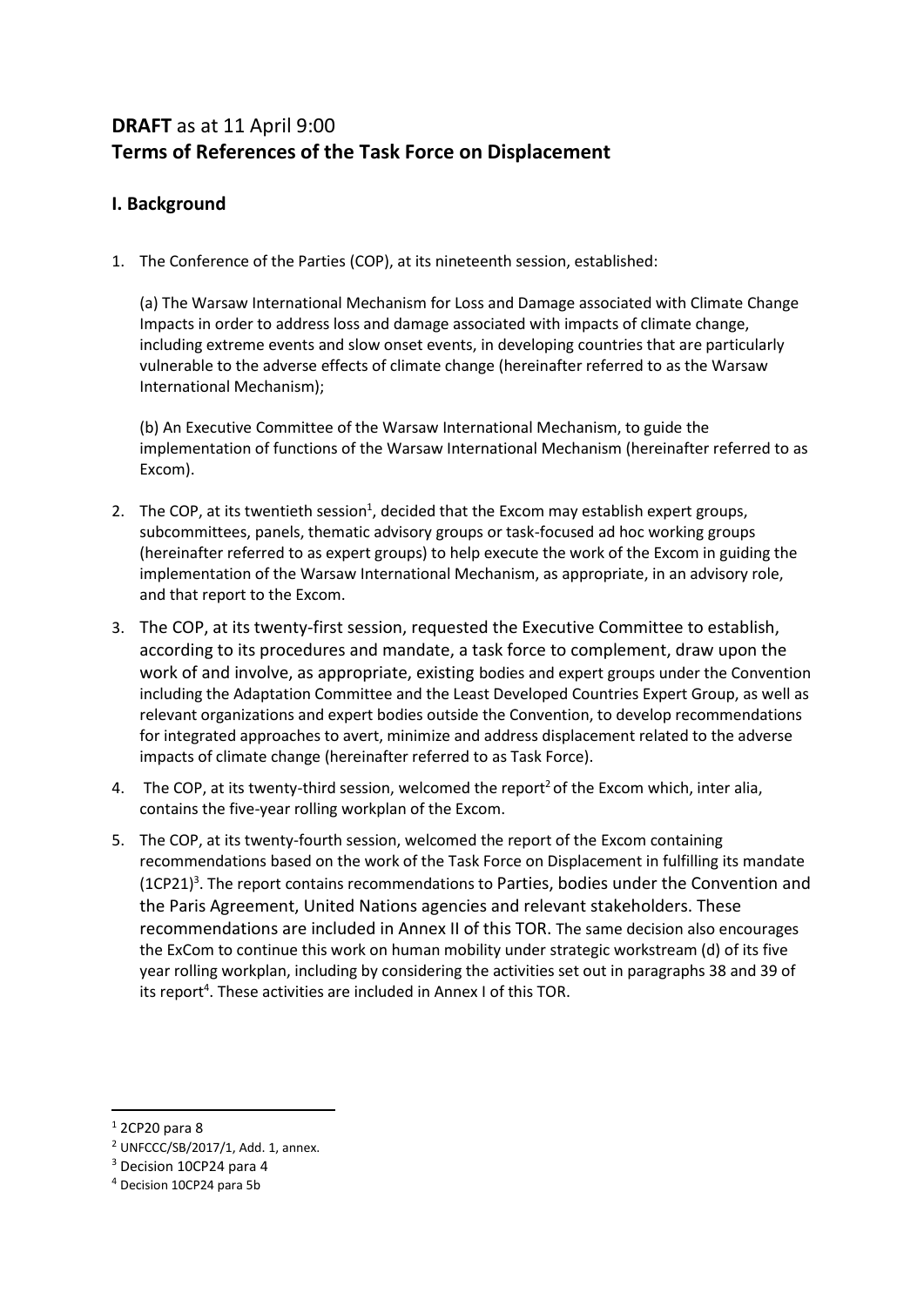**DRAFT** as at 11 April 9:00

# Terms of References of the Task Force on Displacement

## I. Background

1. The Conference of the Parties (COP), at its nineteenth session, established:

   (a) The Warsaw International Mechanism for Loss and Damage associated with Climate Change Impacts in order to address loss and damage associated with impacts of climate change, including extreme events and slow onset events, in developing countries that are particularly vulnerable to the adverse effects of climate change (hereinafter referred to as the Warsaw International Mechanism);

   (b) An Executive Committee of the Warsaw International Mechanism, to guide the implementation of functions of the Warsaw International Mechanism (hereinafter referred to as Excom).

2. The COP, at its twentieth session[1], decided that the Excom may establish expert groups, subcommittees, panels, thematic advisory groups or task-focused ad hoc working groups (hereinafter referred to as expert groups) to help execute the work of the Excom in guiding the implementation of the Warsaw International Mechanism, as appropriate, in an advisory role, and that report to the Excom.

3. The COP, at its twenty-first session, requested the Executive Committee to establish, according to its procedures and mandate, a task force to complement, draw upon the work of and involve, as appropriate, existing bodies and expert groups under the Convention including the Adaptation Committee and the Least Developed Countries Expert Group, as well as relevant organizations and expert bodies outside the Convention, to develop recommendations for integrated approaches to avert, minimize and address displacement related to the adverse impacts of climate change (hereinafter referred to as Task Force).

4. The COP, at its twenty-third session, welcomed the report[2] of the Excom which, inter alia, contains the five-year rolling workplan of the Excom.

5. The COP, at its twenty-fourth session, welcomed the report of the Excom containing recommendations based on the work of the Task Force on Displacement in fulfilling its mandate (1CP21)[3]. The report contains recommendations to Parties, bodies under the Convention and the Paris Agreement, United Nations agencies and relevant stakeholders. These recommendations are included in Annex II of this TOR. The same decision also encourages the ExCom to continue this work on human mobility under strategic workstream (d) of its five year rolling workplan, including by considering the activities set out in paragraphs 38 and 39 of its report[4]. These activities are included in Annex I of this TOR.

---

[1] 2CP20 para 8

[2] UNFCCC/SB/2017/1, Add. 1, annex.

[3] Decision 10CP24 para 4

[4] Decision 10CP24 para 5b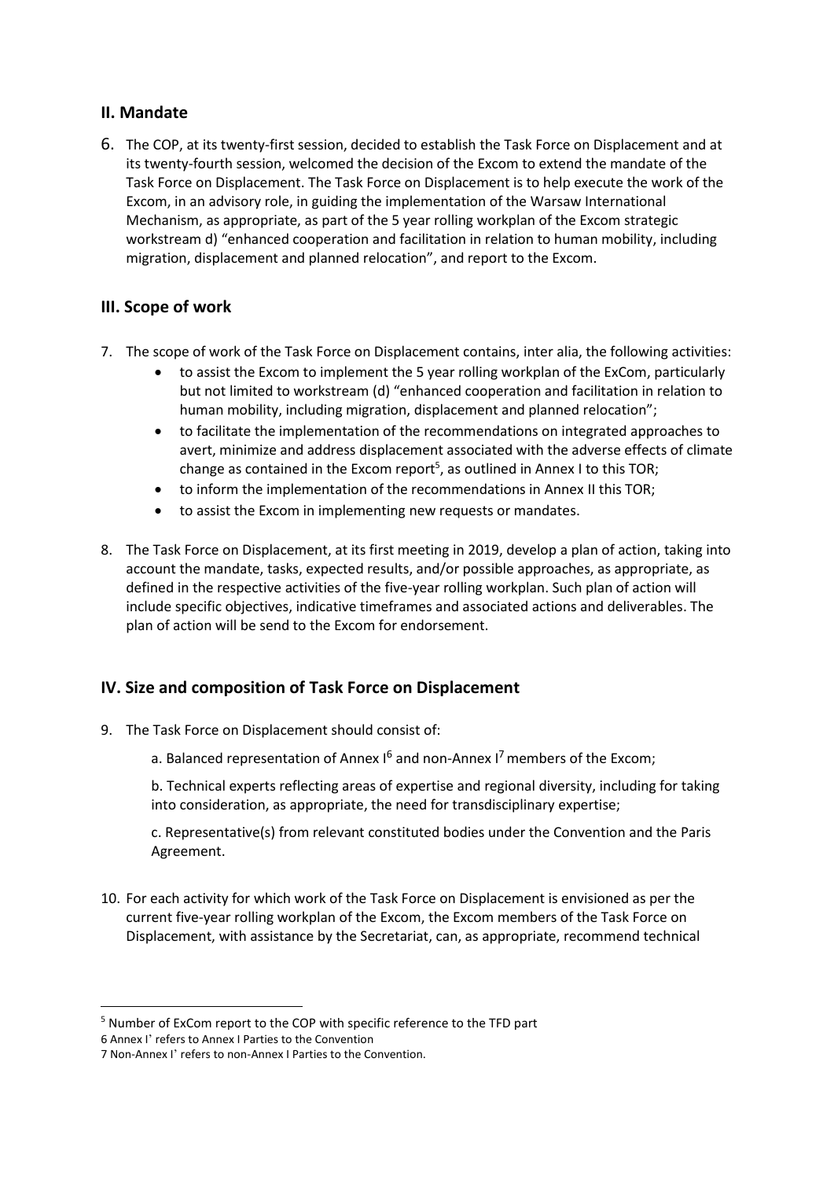## II. Mandate

6. The COP, at its twenty-first session, decided to establish the Task Force on Displacement and at its twenty-fourth session, welcomed the decision of the Excom to extend the mandate of the Task Force on Displacement. The Task Force on Displacement is to help execute the work of the Excom, in an advisory role, in guiding the implementation of the Warsaw International Mechanism, as appropriate, as part of the 5 year rolling workplan of the Excom strategic workstream d) "enhanced cooperation and facilitation in relation to human mobility, including migration, displacement and planned relocation", and report to the Excom.

## III. Scope of work

7. The scope of work of the Task Force on Displacement contains, inter alia, the following activities:
   - to assist the Excom to implement the 5 year rolling workplan of the ExCom, particularly but not limited to workstream (d) "enhanced cooperation and facilitation in relation to human mobility, including migration, displacement and planned relocation";
   - to facilitate the implementation of the recommendations on integrated approaches to avert, minimize and address displacement associated with the adverse effects of climate change as contained in the Excom report[5], as outlined in Annex I to this TOR;
   - to inform the implementation of the recommendations in Annex II this TOR;
   - to assist the Excom in implementing new requests or mandates.

8. The Task Force on Displacement, at its first meeting in 2019, develop a plan of action, taking into account the mandate, tasks, expected results, and/or possible approaches, as appropriate, as defined in the respective activities of the five-year rolling workplan. Such plan of action will include specific objectives, indicative timeframes and associated actions and deliverables. The plan of action will be send to the Excom for endorsement.

## IV. Size and composition of Task Force on Displacement

9. The Task Force on Displacement should consist of:

   a. Balanced representation of Annex I[6] and non-Annex I[7] members of the Excom;

   b. Technical experts reflecting areas of expertise and regional diversity, including for taking into consideration, as appropriate, the need for transdisciplinary expertise;

   c. Representative(s) from relevant constituted bodies under the Convention and the Paris Agreement.

10. For each activity for which work of the Task Force on Displacement is envisioned as per the current five-year rolling workplan of the Excom, the Excom members of the Task Force on Displacement, with assistance by the Secretariat, can, as appropriate, recommend technical

---

[5] Number of ExCom report to the COP with specific reference to the TFD part

6 Annex I' refers to Annex I Parties to the Convention

7 Non-Annex I' refers to non-Annex I Parties to the Convention.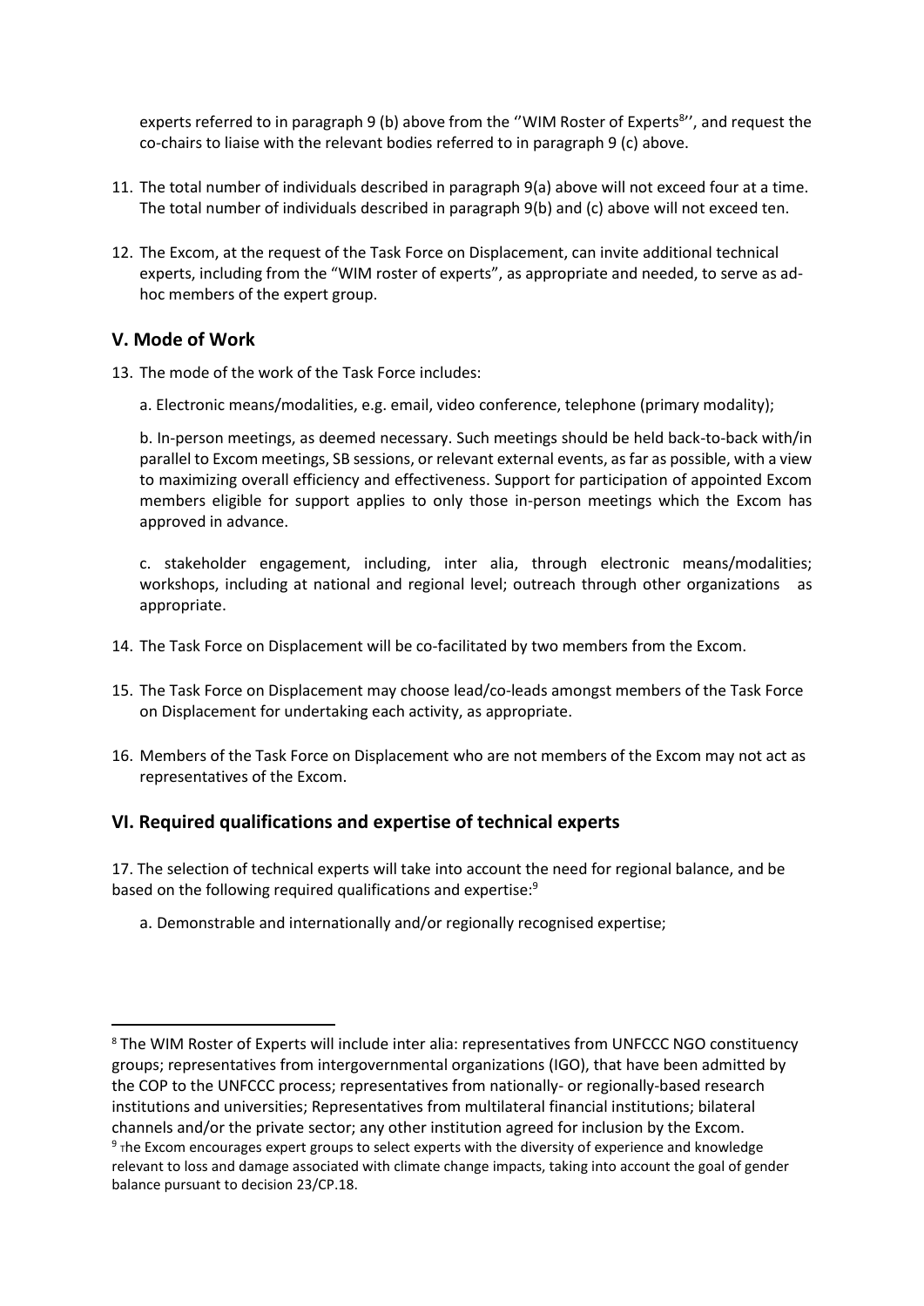experts referred to in paragraph 9 (b) above from the ''WIM Roster of Experts[8]'', and request the co-chairs to liaise with the relevant bodies referred to in paragraph 9 (c) above.

11. The total number of individuals described in paragraph 9(a) above will not exceed four at a time. The total number of individuals described in paragraph 9(b) and (c) above will not exceed ten.

12. The Excom, at the request of the Task Force on Displacement, can invite additional technical experts, including from the "WIM roster of experts", as appropriate and needed, to serve as ad-hoc members of the expert group.

## V. Mode of Work

13. The mode of the work of the Task Force includes:

    a. Electronic means/modalities, e.g. email, video conference, telephone (primary modality);

    b. In-person meetings, as deemed necessary. Such meetings should be held back-to-back with/in parallel to Excom meetings, SB sessions, or relevant external events, as far as possible, with a view to maximizing overall efficiency and effectiveness. Support for participation of appointed Excom members eligible for support applies to only those in-person meetings which the Excom has approved in advance.

    c. stakeholder engagement, including, inter alia, through electronic means/modalities; workshops, including at national and regional level; outreach through other organizations as appropriate.

14. The Task Force on Displacement will be co-facilitated by two members from the Excom.

15. The Task Force on Displacement may choose lead/co-leads amongst members of the Task Force on Displacement for undertaking each activity, as appropriate.

16. Members of the Task Force on Displacement who are not members of the Excom may not act as representatives of the Excom.

## VI. Required qualifications and expertise of technical experts

17. The selection of technical experts will take into account the need for regional balance, and be based on the following required qualifications and expertise:[9]

    a. Demonstrable and internationally and/or regionally recognised expertise;

---

[8] The WIM Roster of Experts will include inter alia: representatives from UNFCCC NGO constituency groups; representatives from intergovernmental organizations (IGO), that have been admitted by the COP to the UNFCCC process; representatives from nationally- or regionally-based research institutions and universities; Representatives from multilateral financial institutions; bilateral channels and/or the private sector; any other institution agreed for inclusion by the Excom.

[9] The Excom encourages expert groups to select experts with the diversity of experience and knowledge relevant to loss and damage associated with climate change impacts, taking into account the goal of gender balance pursuant to decision 23/CP.18.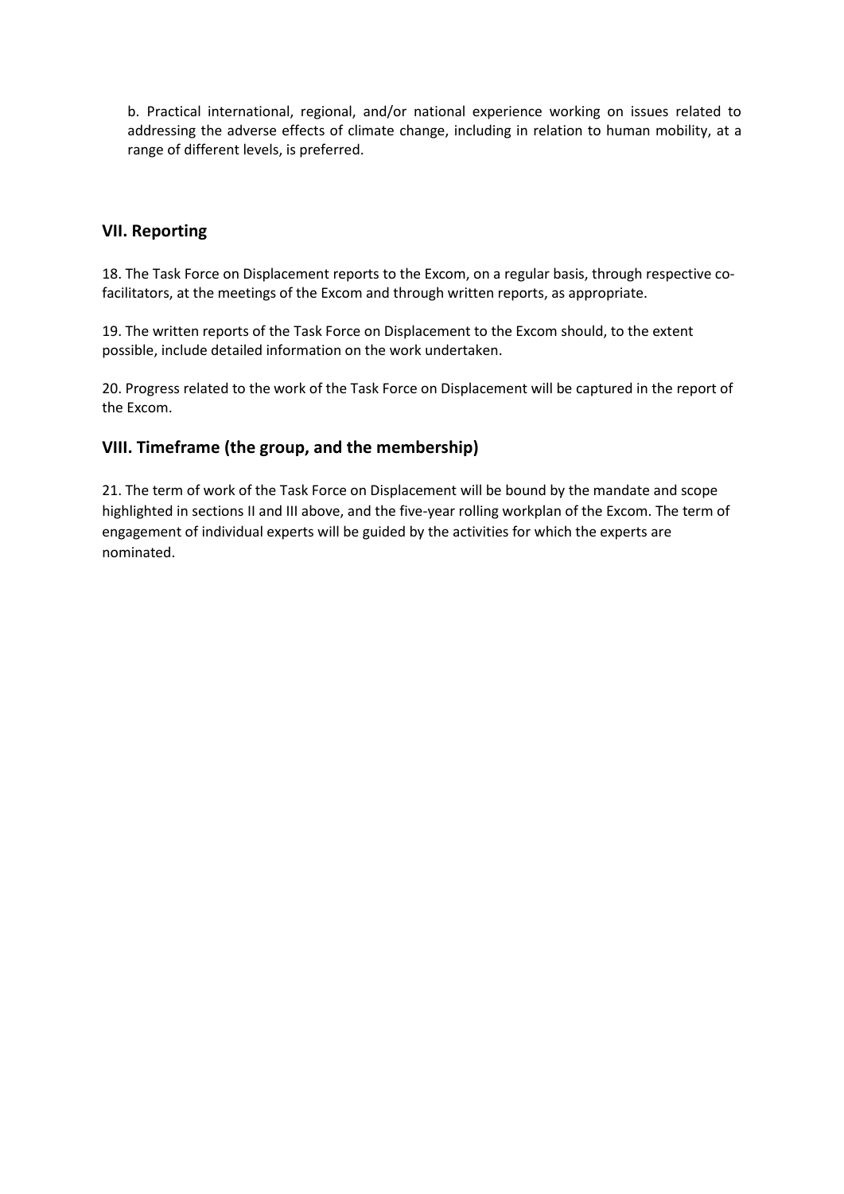b. Practical international, regional, and/or national experience working on issues related to addressing the adverse effects of climate change, including in relation to human mobility, at a range of different levels, is preferred.

## VII. Reporting

18. The Task Force on Displacement reports to the Excom, on a regular basis, through respective co-facilitators, at the meetings of the Excom and through written reports, as appropriate.

19. The written reports of the Task Force on Displacement to the Excom should, to the extent possible, include detailed information on the work undertaken.

20. Progress related to the work of the Task Force on Displacement will be captured in the report of the Excom.

## VIII. Timeframe (the group, and the membership)

21. The term of work of the Task Force on Displacement will be bound by the mandate and scope highlighted in sections II and III above, and the five-year rolling workplan of the Excom. The term of engagement of individual experts will be guided by the activities for which the experts are nominated.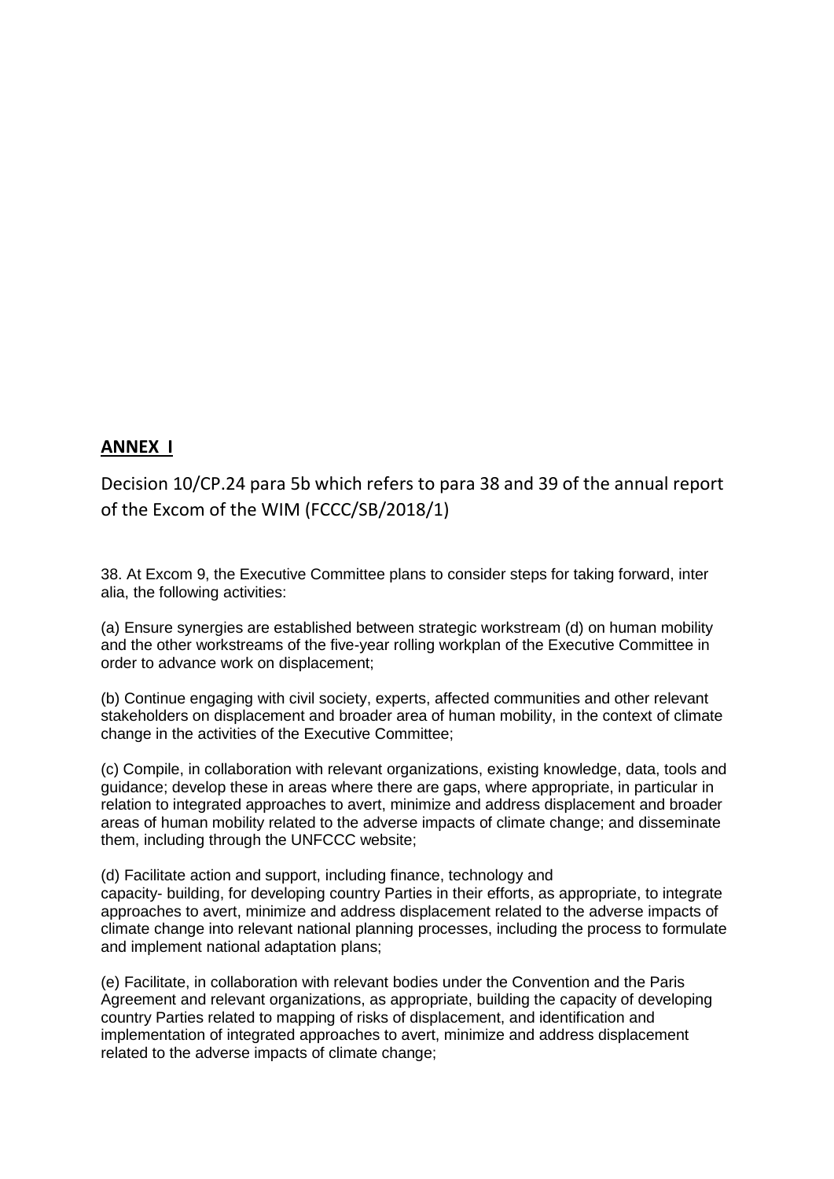## ANNEX I

Decision 10/CP.24 para 5b which refers to para 38 and 39 of the annual report of the Excom of the WIM (FCCC/SB/2018/1)

38. At Excom 9, the Executive Committee plans to consider steps for taking forward, inter alia, the following activities:

(a) Ensure synergies are established between strategic workstream (d) on human mobility and the other workstreams of the five-year rolling workplan of the Executive Committee in order to advance work on displacement;

(b) Continue engaging with civil society, experts, affected communities and other relevant stakeholders on displacement and broader area of human mobility, in the context of climate change in the activities of the Executive Committee;

(c) Compile, in collaboration with relevant organizations, existing knowledge, data, tools and guidance; develop these in areas where there are gaps, where appropriate, in particular in relation to integrated approaches to avert, minimize and address displacement and broader areas of human mobility related to the adverse impacts of climate change; and disseminate them, including through the UNFCCC website;

(d) Facilitate action and support, including finance, technology and capacity- building, for developing country Parties in their efforts, as appropriate, to integrate approaches to avert, minimize and address displacement related to the adverse impacts of climate change into relevant national planning processes, including the process to formulate and implement national adaptation plans;

(e) Facilitate, in collaboration with relevant bodies under the Convention and the Paris Agreement and relevant organizations, as appropriate, building the capacity of developing country Parties related to mapping of risks of displacement, and identification and implementation of integrated approaches to avert, minimize and address displacement related to the adverse impacts of climate change;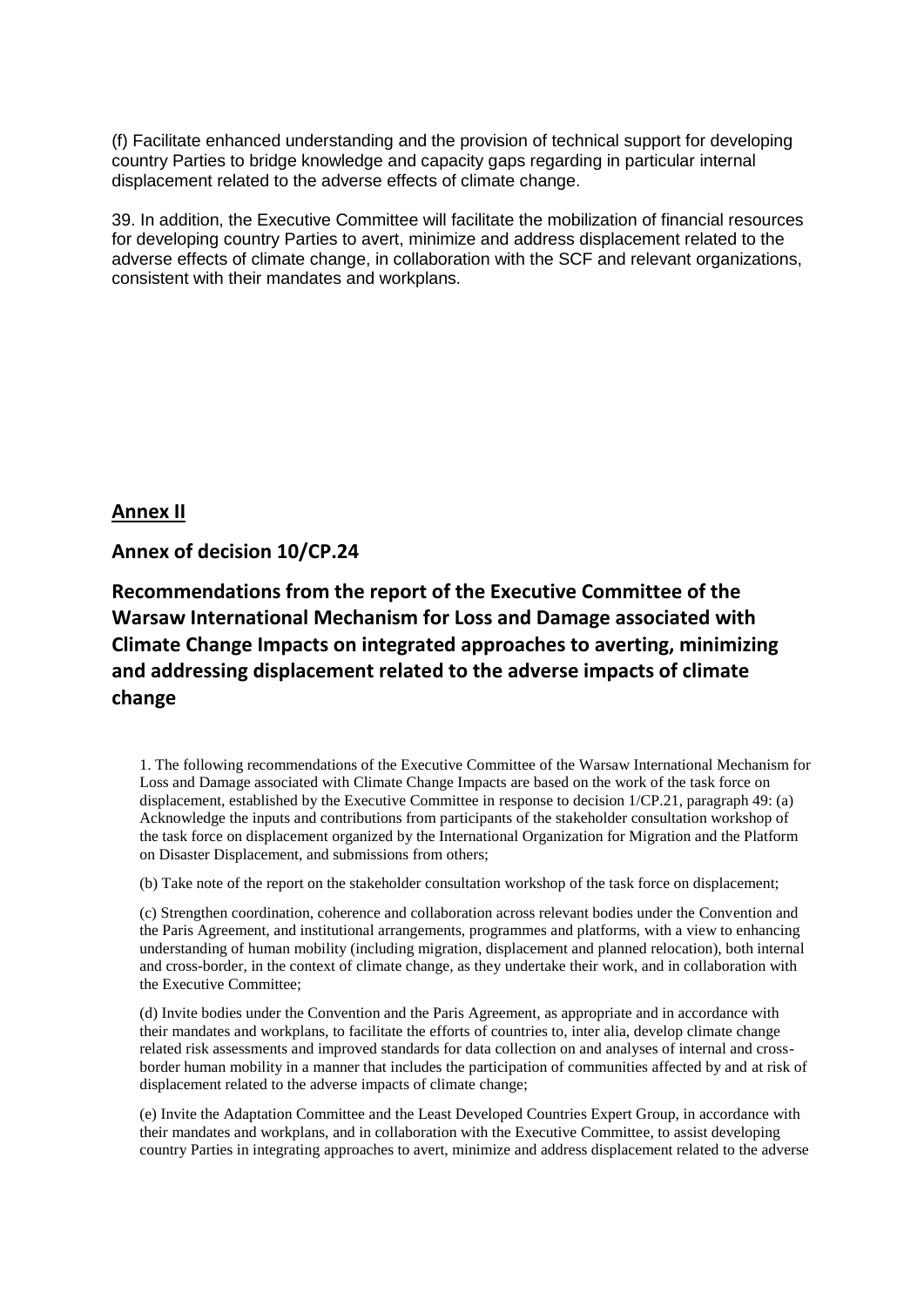(f) Facilitate enhanced understanding and the provision of technical support for developing country Parties to bridge knowledge and capacity gaps regarding in particular internal displacement related to the adverse effects of climate change.

39. In addition, the Executive Committee will facilitate the mobilization of financial resources for developing country Parties to avert, minimize and address displacement related to the adverse effects of climate change, in collaboration with the SCF and relevant organizations, consistent with their mandates and workplans.

## **Annex II**

## Annex of decision 10/CP.24

## Recommendations from the report of the Executive Committee of the Warsaw International Mechanism for Loss and Damage associated with Climate Change Impacts on integrated approaches to averting, minimizing and addressing displacement related to the adverse impacts of climate change

1. The following recommendations of the Executive Committee of the Warsaw International Mechanism for Loss and Damage associated with Climate Change Impacts are based on the work of the task force on displacement, established by the Executive Committee in response to decision 1/CP.21, paragraph 49: (a) Acknowledge the inputs and contributions from participants of the stakeholder consultation workshop of the task force on displacement organized by the International Organization for Migration and the Platform on Disaster Displacement, and submissions from others;

(b) Take note of the report on the stakeholder consultation workshop of the task force on displacement;

(c) Strengthen coordination, coherence and collaboration across relevant bodies under the Convention and the Paris Agreement, and institutional arrangements, programmes and platforms, with a view to enhancing understanding of human mobility (including migration, displacement and planned relocation), both internal and cross-border, in the context of climate change, as they undertake their work, and in collaboration with the Executive Committee;

(d) Invite bodies under the Convention and the Paris Agreement, as appropriate and in accordance with their mandates and workplans, to facilitate the efforts of countries to, inter alia, develop climate change related risk assessments and improved standards for data collection on and analyses of internal and cross-border human mobility in a manner that includes the participation of communities affected by and at risk of displacement related to the adverse impacts of climate change;

(e) Invite the Adaptation Committee and the Least Developed Countries Expert Group, in accordance with their mandates and workplans, and in collaboration with the Executive Committee, to assist developing country Parties in integrating approaches to avert, minimize and address displacement related to the adverse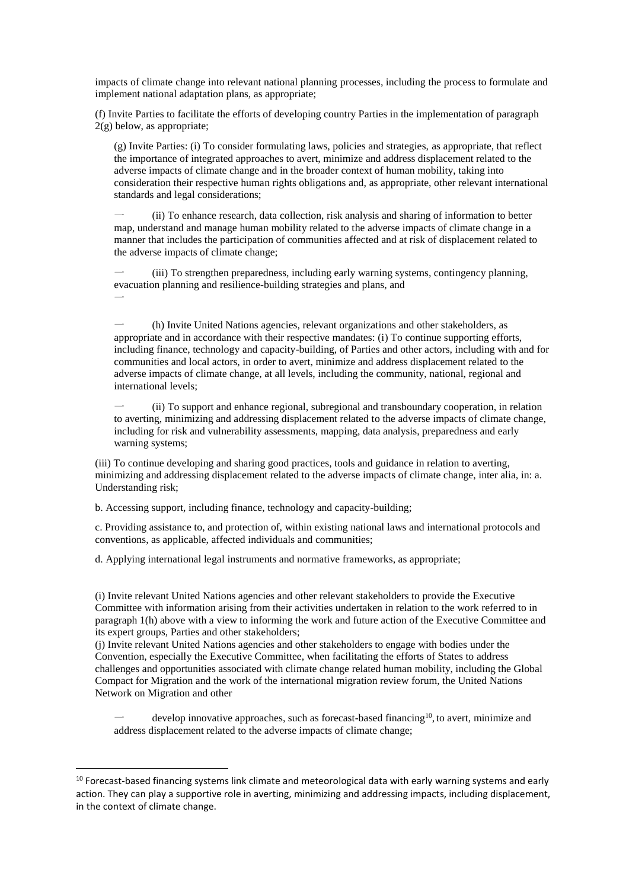impacts of climate change into relevant national planning processes, including the process to formulate and implement national adaptation plans, as appropriate;

(f) Invite Parties to facilitate the efforts of developing country Parties in the implementation of paragraph 2(g) below, as appropriate;

(g) Invite Parties: (i) To consider formulating laws, policies and strategies, as appropriate, that reflect the importance of integrated approaches to avert, minimize and address displacement related to the adverse impacts of climate change and in the broader context of human mobility, taking into consideration their respective human rights obligations and, as appropriate, other relevant international standards and legal considerations;

(ii) To enhance research, data collection, risk analysis and sharing of information to better map, understand and manage human mobility related to the adverse impacts of climate change in a manner that includes the participation of communities affected and at risk of displacement related to the adverse impacts of climate change;

(iii) To strengthen preparedness, including early warning systems, contingency planning, evacuation planning and resilience-building strategies and plans, and

(h) Invite United Nations agencies, relevant organizations and other stakeholders, as appropriate and in accordance with their respective mandates: (i) To continue supporting efforts, including finance, technology and capacity-building, of Parties and other actors, including with and for communities and local actors, in order to avert, minimize and address displacement related to the adverse impacts of climate change, at all levels, including the community, national, regional and international levels;

(ii) To support and enhance regional, subregional and transboundary cooperation, in relation to averting, minimizing and addressing displacement related to the adverse impacts of climate change, including for risk and vulnerability assessments, mapping, data analysis, preparedness and early warning systems;

(iii) To continue developing and sharing good practices, tools and guidance in relation to averting, minimizing and addressing displacement related to the adverse impacts of climate change, inter alia, in: a. Understanding risk;

b. Accessing support, including finance, technology and capacity-building;

c. Providing assistance to, and protection of, within existing national laws and international protocols and conventions, as applicable, affected individuals and communities;

d. Applying international legal instruments and normative frameworks, as appropriate;

(i) Invite relevant United Nations agencies and other relevant stakeholders to provide the Executive Committee with information arising from their activities undertaken in relation to the work referred to in paragraph 1(h) above with a view to informing the work and future action of the Executive Committee and its expert groups, Parties and other stakeholders;

(j) Invite relevant United Nations agencies and other stakeholders to engage with bodies under the Convention, especially the Executive Committee, when facilitating the efforts of States to address challenges and opportunities associated with climate change related human mobility, including the Global Compact for Migration and the work of the international migration review forum, the United Nations Network on Migration and other

develop innovative approaches, such as forecast-based financing[10], to avert, minimize and address displacement related to the adverse impacts of climate change;

[10] Forecast-based financing systems link climate and meteorological data with early warning systems and early action. They can play a supportive role in averting, minimizing and addressing impacts, including displacement, in the context of climate change.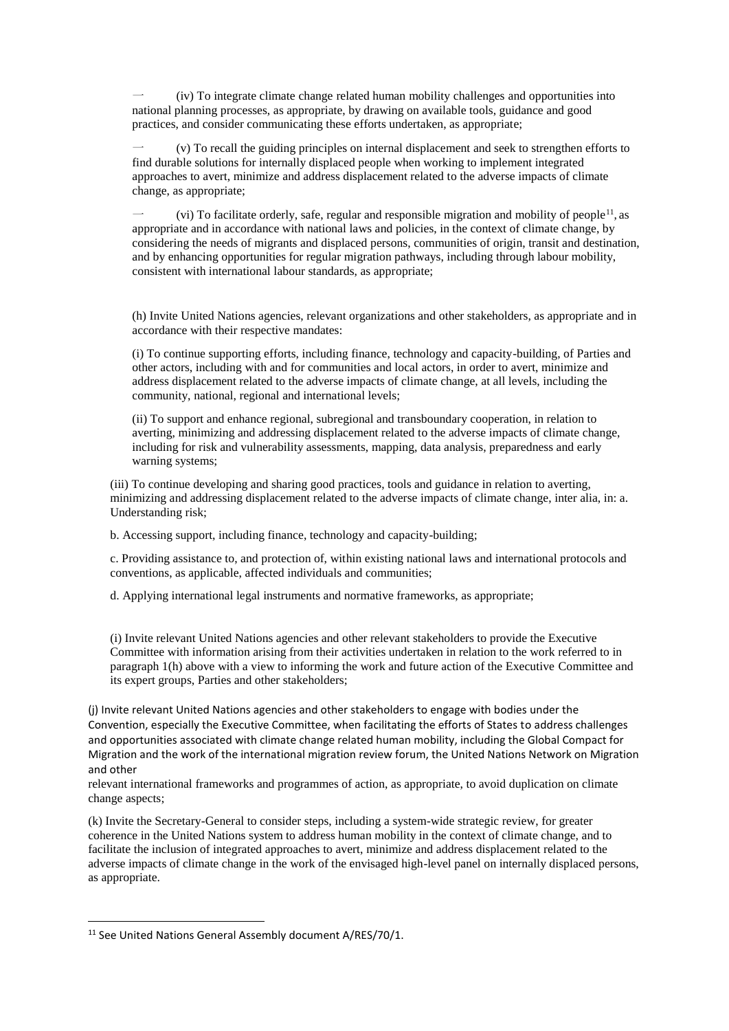— (iv) To integrate climate change related human mobility challenges and opportunities into national planning processes, as appropriate, by drawing on available tools, guidance and good practices, and consider communicating these efforts undertaken, as appropriate;

— (v) To recall the guiding principles on internal displacement and seek to strengthen efforts to find durable solutions for internally displaced people when working to implement integrated approaches to avert, minimize and address displacement related to the adverse impacts of climate change, as appropriate;

— (vi) To facilitate orderly, safe, regular and responsible migration and mobility of people[11], as appropriate and in accordance with national laws and policies, in the context of climate change, by considering the needs of migrants and displaced persons, communities of origin, transit and destination, and by enhancing opportunities for regular migration pathways, including through labour mobility, consistent with international labour standards, as appropriate;

(h) Invite United Nations agencies, relevant organizations and other stakeholders, as appropriate and in accordance with their respective mandates:

(i) To continue supporting efforts, including finance, technology and capacity-building, of Parties and other actors, including with and for communities and local actors, in order to avert, minimize and address displacement related to the adverse impacts of climate change, at all levels, including the community, national, regional and international levels;

(ii) To support and enhance regional, subregional and transboundary cooperation, in relation to averting, minimizing and addressing displacement related to the adverse impacts of climate change, including for risk and vulnerability assessments, mapping, data analysis, preparedness and early warning systems;

(iii) To continue developing and sharing good practices, tools and guidance in relation to averting, minimizing and addressing displacement related to the adverse impacts of climate change, inter alia, in: a. Understanding risk;

b. Accessing support, including finance, technology and capacity-building;

c. Providing assistance to, and protection of, within existing national laws and international protocols and conventions, as applicable, affected individuals and communities;

d. Applying international legal instruments and normative frameworks, as appropriate;

(i) Invite relevant United Nations agencies and other relevant stakeholders to provide the Executive Committee with information arising from their activities undertaken in relation to the work referred to in paragraph 1(h) above with a view to informing the work and future action of the Executive Committee and its expert groups, Parties and other stakeholders;

(j) Invite relevant United Nations agencies and other stakeholders to engage with bodies under the Convention, especially the Executive Committee, when facilitating the efforts of States to address challenges and opportunities associated with climate change related human mobility, including the Global Compact for Migration and the work of the international migration review forum, the United Nations Network on Migration and other relevant international frameworks and programmes of action, as appropriate, to avoid duplication on climate change aspects;

(k) Invite the Secretary-General to consider steps, including a system-wide strategic review, for greater coherence in the United Nations system to address human mobility in the context of climate change, and to facilitate the inclusion of integrated approaches to avert, minimize and address displacement related to the adverse impacts of climate change in the work of the envisaged high-level panel on internally displaced persons, as appropriate.

---

[11] See United Nations General Assembly document A/RES/70/1.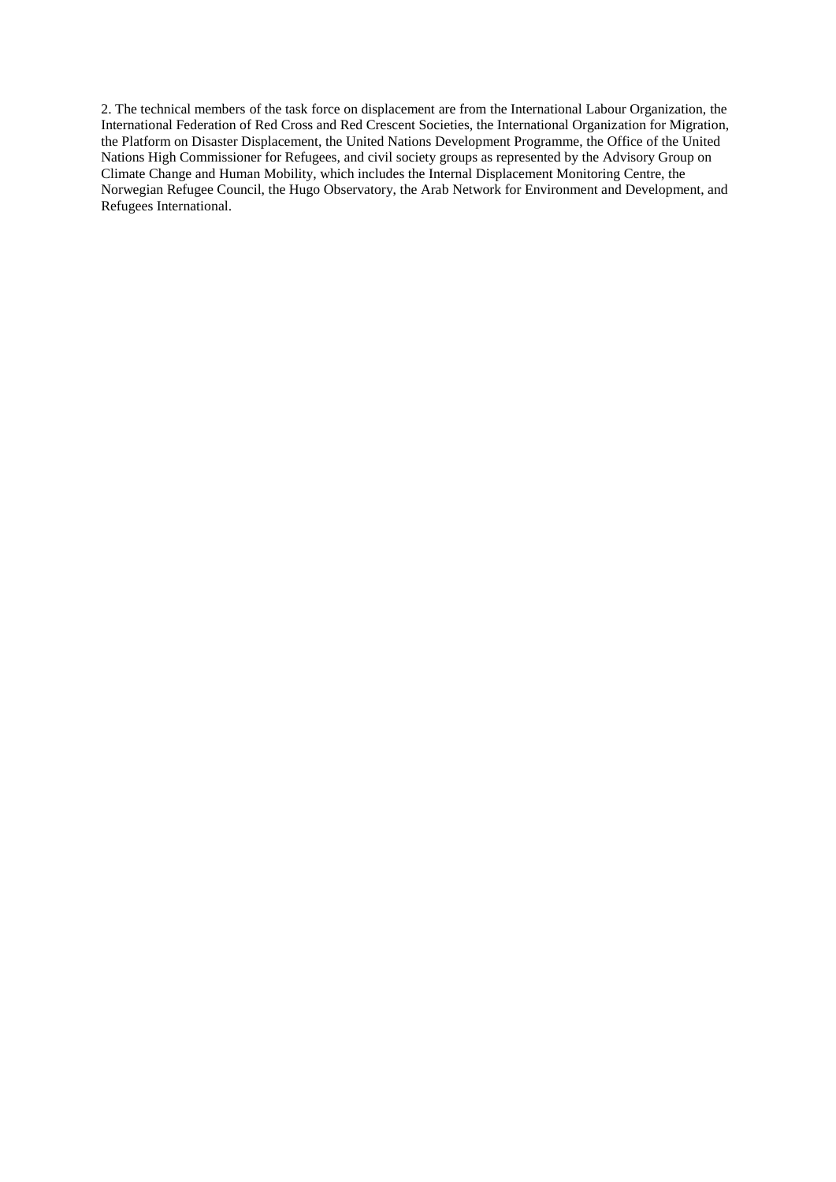2. The technical members of the task force on displacement are from the International Labour Organization, the International Federation of Red Cross and Red Crescent Societies, the International Organization for Migration, the Platform on Disaster Displacement, the United Nations Development Programme, the Office of the United Nations High Commissioner for Refugees, and civil society groups as represented by the Advisory Group on Climate Change and Human Mobility, which includes the Internal Displacement Monitoring Centre, the Norwegian Refugee Council, the Hugo Observatory, the Arab Network for Environment and Development, and Refugees International.